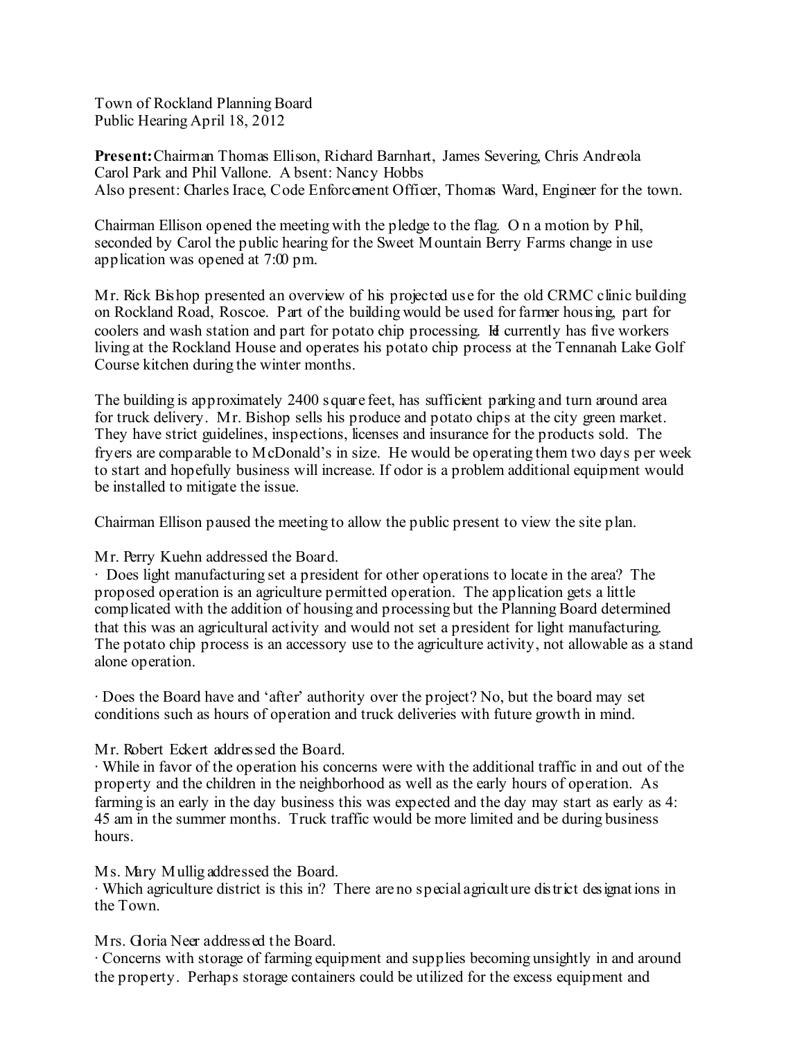Town of Rockland Planning Board
Public Hearing April 18, 2012

**Present:** Chairman Thomas Ellison, Richard Barnhart, James Severing, Chris Andreola
Carol Park and Phil Vallone. Absent: Nancy Hobbs
Also present: Charles Irace, Code Enforcement Officer, Thomas Ward, Engineer for the town.

Chairman Ellison opened the meeting with the pledge to the flag. On a motion by Phil, seconded by Carol the public hearing for the Sweet Mountain Berry Farms change in use application was opened at 7:00 pm.

Mr. Rick Bishop presented an overview of his projected use for the old CRMC clinic building on Rockland Road, Roscoe. Part of the building would be used for farmer housing, part for coolers and wash station and part for potato chip processing. He currently has five workers living at the Rockland House and operates his potato chip process at the Tennanah Lake Golf Course kitchen during the winter months.

The building is approximately 2400 square feet, has sufficient parking and turn around area for truck delivery. Mr. Bishop sells his produce and potato chips at the city green market. They have strict guidelines, inspections, licenses and insurance for the products sold. The fryers are comparable to McDonald's in size. He would be operating them two days per week to start and hopefully business will increase. If odor is a problem additional equipment would be installed to mitigate the issue.

Chairman Ellison paused the meeting to allow the public present to view the site plan.

Mr. Perry Kuehn addressed the Board.

· Does light manufacturing set a president for other operations to locate in the area? The proposed operation is an agriculture permitted operation. The application gets a little complicated with the addition of housing and processing but the Planning Board determined that this was an agricultural activity and would not set a president for light manufacturing. The potato chip process is an accessory use to the agriculture activity, not allowable as a stand alone operation.

· Does the Board have and 'after' authority over the project? No, but the board may set conditions such as hours of operation and truck deliveries with future growth in mind.

Mr. Robert Eckert addressed the Board.

· While in favor of the operation his concerns were with the additional traffic in and out of the property and the children in the neighborhood as well as the early hours of operation. As farming is an early in the day business this was expected and the day may start as early as 4:45 am in the summer months. Truck traffic would be more limited and be during business hours.

Ms. Mary Mullig addressed the Board.

· Which agriculture district is this in? There are no special agriculture district designations in the Town.

Mrs. Gloria Neer addressed the Board.

· Concerns with storage of farming equipment and supplies becoming unsightly in and around the property. Perhaps storage containers could be utilized for the excess equipment and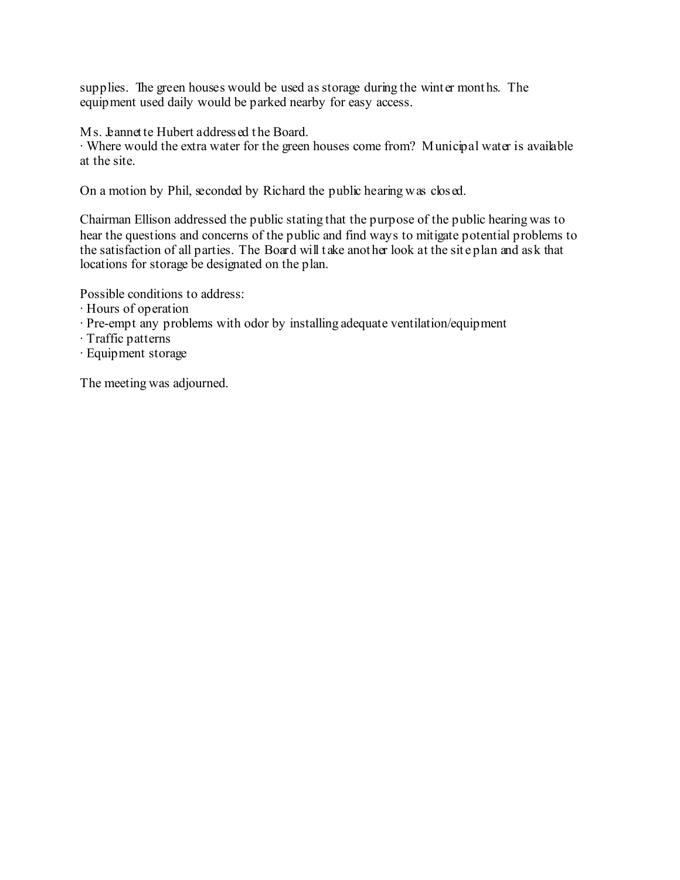supplies. The green houses would be used as storage during the winter months. The equipment used daily would be parked nearby for easy access.

Ms. Jeannette Hubert addressed the Board.

· Where would the extra water for the green houses come from? Municipal water is available at the site.

On a motion by Phil, seconded by Richard the public hearing was closed.

Chairman Ellison addressed the public stating that the purpose of the public hearing was to hear the questions and concerns of the public and find ways to mitigate potential problems to the satisfaction of all parties. The Board will take another look at the site plan and ask that locations for storage be designated on the plan.

Possible conditions to address:

· Hours of operation
· Pre-empt any problems with odor by installing adequate ventilation/equipment
· Traffic patterns
· Equipment storage

The meeting was adjourned.